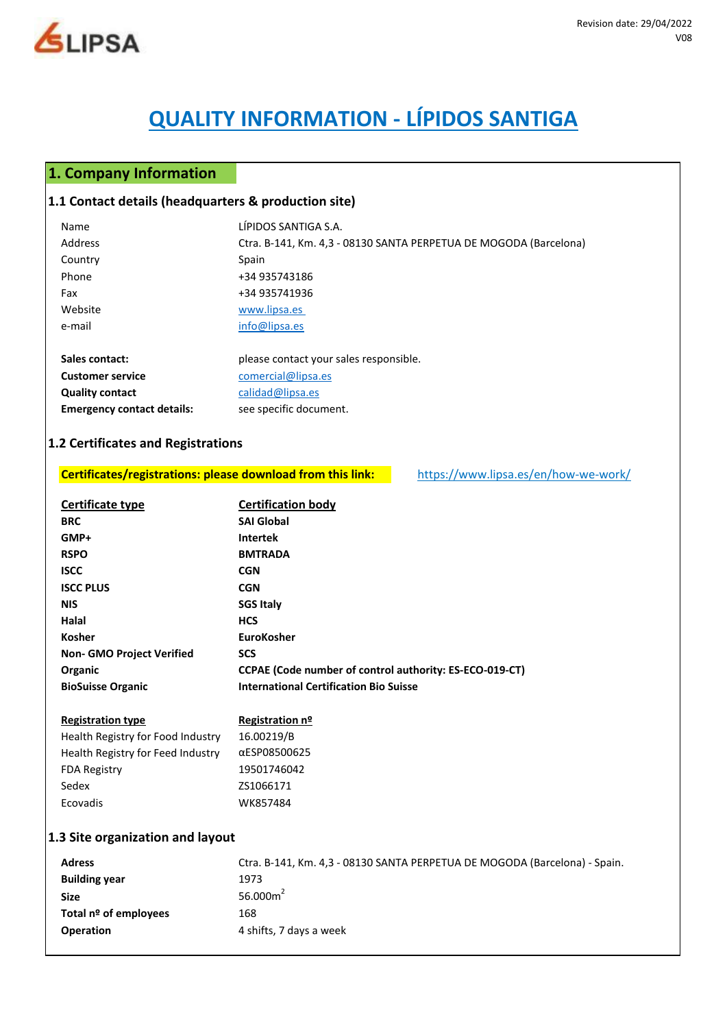Revision date: 29/04/2022
V08

# QUALITY INFORMATION - LÍPIDOS SANTIGA

## 1. Company Information

### 1.1 Contact details (headquarters & production site)

| | |
|---|---|
| Name | LÍPIDOS SANTIGA S.A. |
| Address | Ctra. B-141, Km. 4,3 - 08130 SANTA PERPETUA DE MOGODA (Barcelona) |
| Country | Spain |
| Phone | +34 935743186 |
| Fax | +34 935741936 |
| Website | www.lipsa.es |
| e-mail | info@lipsa.es |

| | |
|---|---|
| **Sales contact:** | please contact your sales responsible. |
| **Customer service** | comercial@lipsa.es |
| **Quality contact** | calidad@lipsa.es |
| **Emergency contact details:** | see specific document. |

### 1.2 Certificates and Registrations

**Certificates/registrations: please download from this link:** https://www.lipsa.es/en/how-we-work/

| Certificate type | Certification body |
|---|---|
| **BRC** | **SAI Global** |
| **GMP+** | **Intertek** |
| **RSPO** | **BMTRADA** |
| **ISCC** | **CGN** |
| **ISCC PLUS** | **CGN** |
| **NIS** | **SGS Italy** |
| **Halal** | **HCS** |
| **Kosher** | **EuroKosher** |
| **Non- GMO Project Verified** | **SCS** |
| **Organic** | **CCPAE (Code number of control authority: ES-ECO-019-CT)** |
| **BioSuisse Organic** | **International Certification Bio Suisse** |

| Registration type | Registration nº |
|---|---|
| Health Registry for Food Industry | 16.00219/B |
| Health Registry for Feed Industry | αESP08500625 |
| FDA Registry | 19501746042 |
| Sedex | ZS1066171 |
| Ecovadis | WK857484 |

### 1.3 Site organization and layout

| | |
|---|---|
| **Adress** | Ctra. B-141, Km. 4,3 - 08130 SANTA PERPETUA DE MOGODA (Barcelona) - Spain. |
| **Building year** | 1973 |
| **Size** | 56.000m$^2$ |
| **Total nº of employees** | 168 |
| **Operation** | 4 shifts, 7 days a week |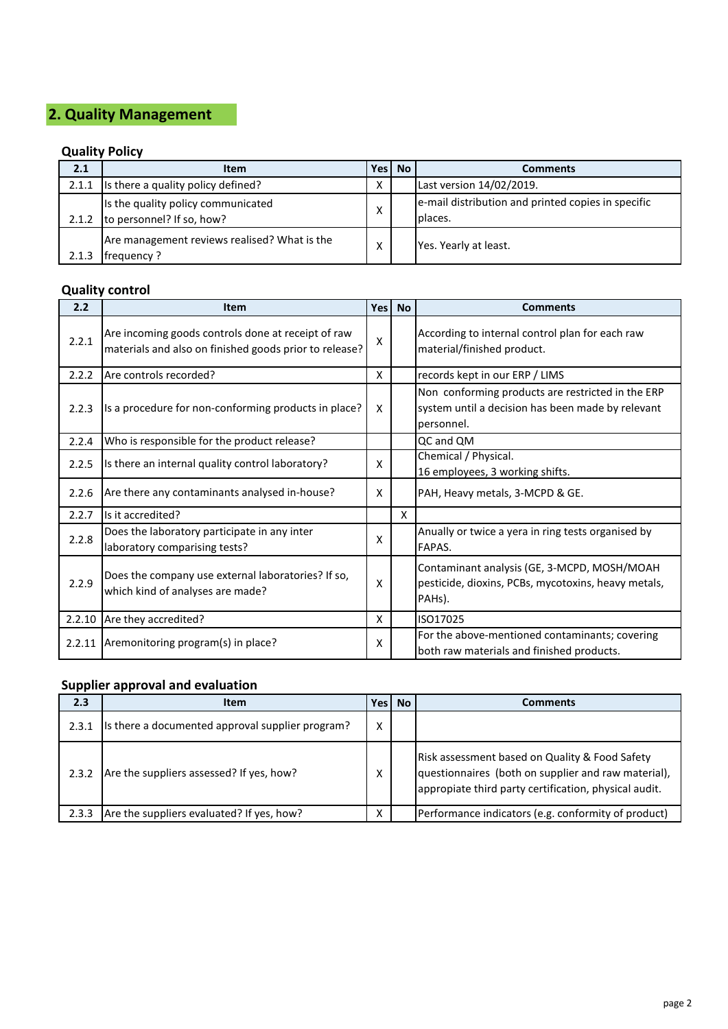## 2. Quality Management

### Quality Policy

| 2.1 | Item | Yes | No | Comments |
|---|---|---|---|---|
| 2.1.1 | Is there a quality policy defined? | X | | Last version 14/02/2019. |
| 2.1.2 | Is the quality policy communicated to personnel? If so, how? | X | | e-mail distribution and printed copies in specific places. |
| 2.1.3 | Are management reviews realised? What is the frequency ? | X | | Yes. Yearly at least. |

### Quality control

| 2.2 | Item | Yes | No | Comments |
|---|---|---|---|---|
| 2.2.1 | Are incoming goods controls done at receipt of raw materials and also on finished goods prior to release? | X | | According to internal control plan for each raw material/finished product. |
| 2.2.2 | Are controls recorded? | X | | records kept in our ERP / LIMS |
| 2.2.3 | Is a procedure for non-conforming products in place? | X | | Non conforming products are restricted in the ERP system until a decision has been made by relevant personnel. |
| 2.2.4 | Who is responsible for the product release? | | | QC and QM |
| 2.2.5 | Is there an internal quality control laboratory? | X | | Chemical / Physical. 16 employees, 3 working shifts. |
| 2.2.6 | Are there any contaminants analysed in-house? | X | | PAH, Heavy metals, 3-MCPD & GE. |
| 2.2.7 | Is it accredited? | | X | |
| 2.2.8 | Does the laboratory participate in any inter laboratory comparising tests? | X | | Anually or twice a yera in ring tests organised by FAPAS. |
| 2.2.9 | Does the company use external laboratories? If so, which kind of analyses are made? | X | | Contaminant analysis (GE, 3-MCPD, MOSH/MOAH pesticide, dioxins, PCBs, mycotoxins, heavy metals, PAHs). |
| 2.2.10 | Are they accredited? | X | | ISO17025 |
| 2.2.11 | Aremonitoring program(s) in place? | X | | For the above-mentioned contaminants; covering both raw materials and finished products. |

### Supplier approval and evaluation

| 2.3 | Item | Yes | No | Comments |
|---|---|---|---|---|
| 2.3.1 | Is there a documented approval supplier program? | X | | |
| 2.3.2 | Are the suppliers assessed? If yes, how? | X | | Risk assessment based on Quality & Food Safety questionnaires (both on supplier and raw material), appropiate third party certification, physical audit. |
| 2.3.3 | Are the suppliers evaluated? If yes, how? | X | | Performance indicators (e.g. conformity of product) |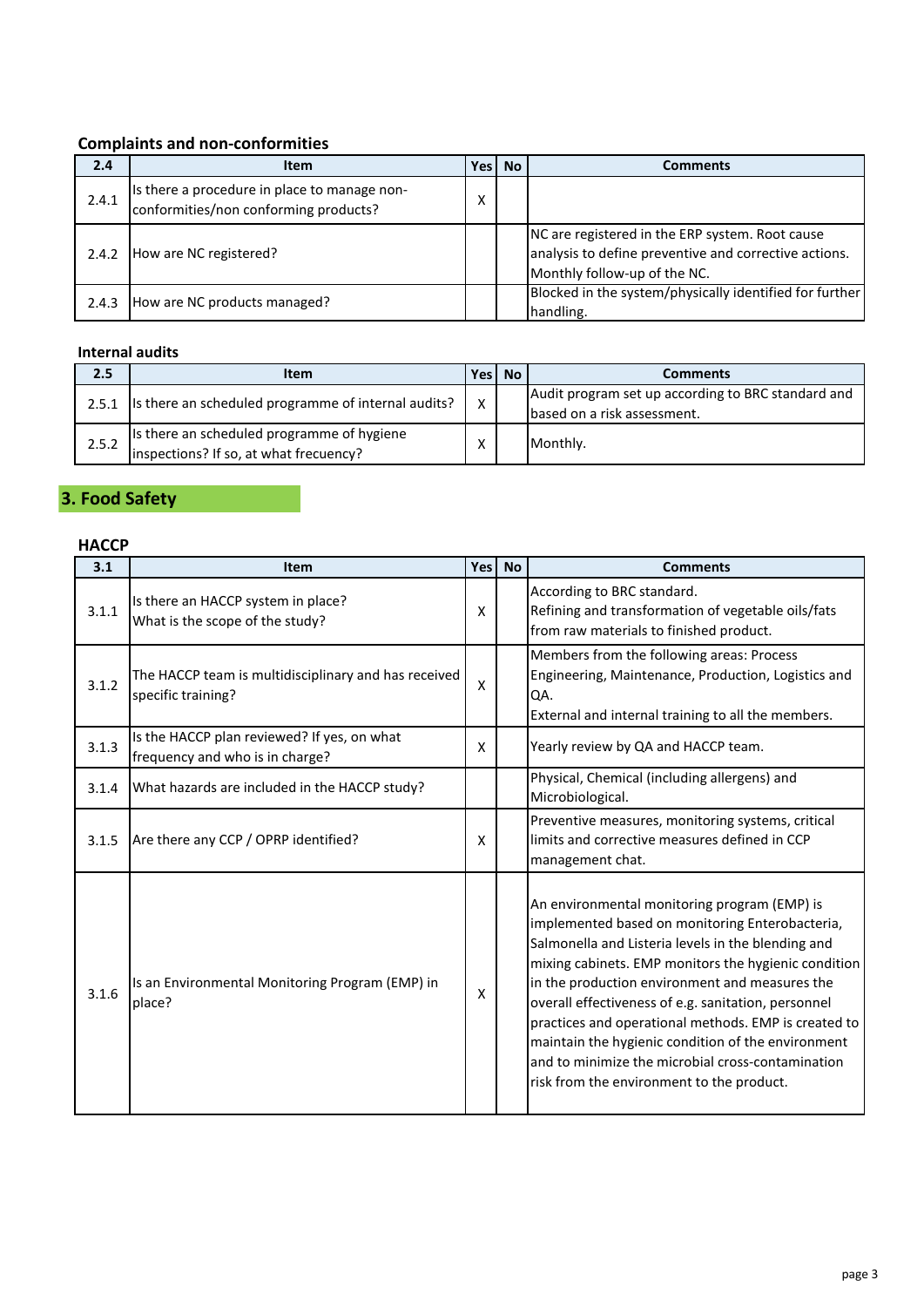### Complaints and non-conformities

| 2.4 | Item | Yes | No | Comments |
|---|---|---|---|---|
| 2.4.1 | Is there a procedure in place to manage non-conformities/non conforming products? | X | | |
| 2.4.2 | How are NC registered? | | | NC are registered in the ERP system. Root cause analysis to define preventive and corrective actions. Monthly follow-up of the NC. |
| 2.4.3 | How are NC products managed? | | | Blocked in the system/physically identified for further handling. |

### Internal audits

| 2.5 | Item | Yes | No | Comments |
|---|---|---|---|---|
| 2.5.1 | Is there an scheduled programme of internal audits? | X | | Audit program set up according to BRC standard and based on a risk assessment. |
| 2.5.2 | Is there an scheduled programme of hygiene inspections? If so, at what frecuency? | X | | Monthly. |

## 3. Food Safety

### HACCP

| 3.1 | Item | Yes | No | Comments |
|---|---|---|---|---|
| 3.1.1 | Is there an HACCP system in place?<br>What is the scope of the study? | X | | According to BRC standard.<br>Refining and transformation of vegetable oils/fats from raw materials to finished product. |
| 3.1.2 | The HACCP team is multidisciplinary and has received specific training? | X | | Members from the following areas: Process Engineering, Maintenance, Production, Logistics and QA.<br>External and internal training to all the members. |
| 3.1.3 | Is the HACCP plan reviewed? If yes, on what frequency and who is in charge? | X | | Yearly review by QA and HACCP team. |
| 3.1.4 | What hazards are included in the HACCP study? | | | Physical, Chemical (including allergens) and Microbiological. |
| 3.1.5 | Are there any CCP / OPRP identified? | X | | Preventive measures, monitoring systems, critical limits and corrective measures defined in CCP management chat. |
| 3.1.6 | Is an Environmental Monitoring Program (EMP) in place? | X | | An environmental monitoring program (EMP) is implemented based on monitoring Enterobacteria, Salmonella and Listeria levels in the blending and mixing cabinets. EMP monitors the hygienic condition in the production environment and measures the overall effectiveness of e.g. sanitation, personnel practices and operational methods. EMP is created to maintain the hygienic condition of the environment and to minimize the microbial cross-contamination risk from the environment to the product. |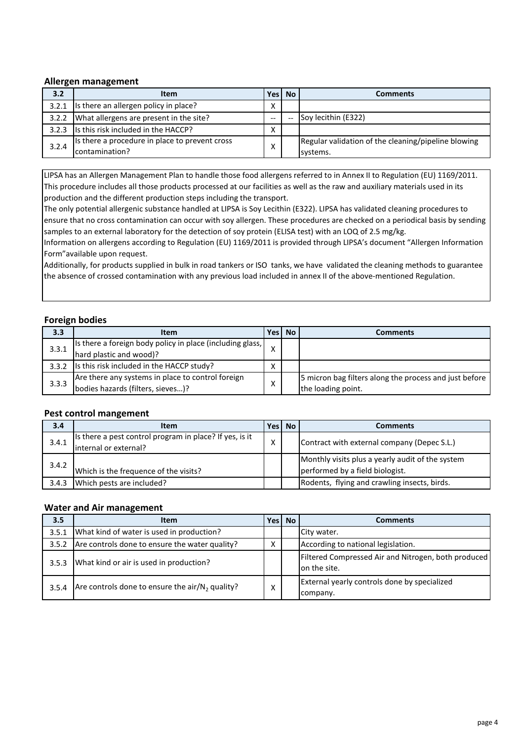### Allergen management

| 3.2 | Item | Yes | No | Comments |
|---|---|---|---|---|
| 3.2.1 | Is there an allergen policy in place? | X | | |
| 3.2.2 | What allergens are present in the site? | -- | -- | Soy lecithin (E322) |
| 3.2.3 | Is this risk included in the HACCP? | X | | |
| 3.2.4 | Is there a procedure in place to prevent cross contamination? | X | | Regular validation of the cleaning/pipeline blowing systems. |

LIPSA has an Allergen Management Plan to handle those food allergens referred to in Annex II to Regulation (EU) 1169/2011. This procedure includes all those products processed at our facilities as well as the raw and auxiliary materials used in its production and the different production steps including the transport.
The only potential allergenic substance handled at LIPSA is Soy Lecithin (E322). LIPSA has validated cleaning procedures to ensure that no cross contamination can occur with soy allergen. These procedures are checked on a periodical basis by sending samples to an external laboratory for the detection of soy protein (ELISA test) with an LOQ of 2.5 mg/kg.
Information on allergens according to Regulation (EU) 1169/2011 is provided through LIPSA's document "Allergen Information Form"available upon request.
Additionally, for products supplied in bulk in road tankers or ISO tanks, we have validated the cleaning methods to guarantee the absence of crossed contamination with any previous load included in annex II of the above-mentioned Regulation.

### Foreign bodies

| 3.3 | Item | Yes | No | Comments |
|---|---|---|---|---|
| 3.3.1 | Is there a foreign body policy in place (including glass, hard plastic and wood)? | X | | |
| 3.3.2 | Is this risk included in the HACCP study? | X | | |
| 3.3.3 | Are there any systems in place to control foreign bodies hazards (filters, sieves…)? | X | | 5 micron bag filters along the process and just before the loading point. |

### Pest control mangement

| 3.4 | Item | Yes | No | Comments |
|---|---|---|---|---|
| 3.4.1 | Is there a pest control program in place? If yes, is it internal or external? | X | | Contract with external company (Depec S.L.) |
| 3.4.2 | Which is the frequence of the visits? | | | Monthly visits plus a yearly audit of the system performed by a field biologist. |
| 3.4.3 | Which pests are included? | | | Rodents, flying and crawling insects, birds. |

### Water and Air management

| 3.5 | Item | Yes | No | Comments |
|---|---|---|---|---|
| 3.5.1 | What kind of water is used in production? | | | City water. |
| 3.5.2 | Are controls done to ensure the water quality? | X | | According to national legislation. |
| 3.5.3 | What kind or air is used in production? | | | Filtered Compressed Air and Nitrogen, both produced on the site. |
| 3.5.4 | Are controls done to ensure the air/$N_2$ quality? | X | | External yearly controls done by specialized company. |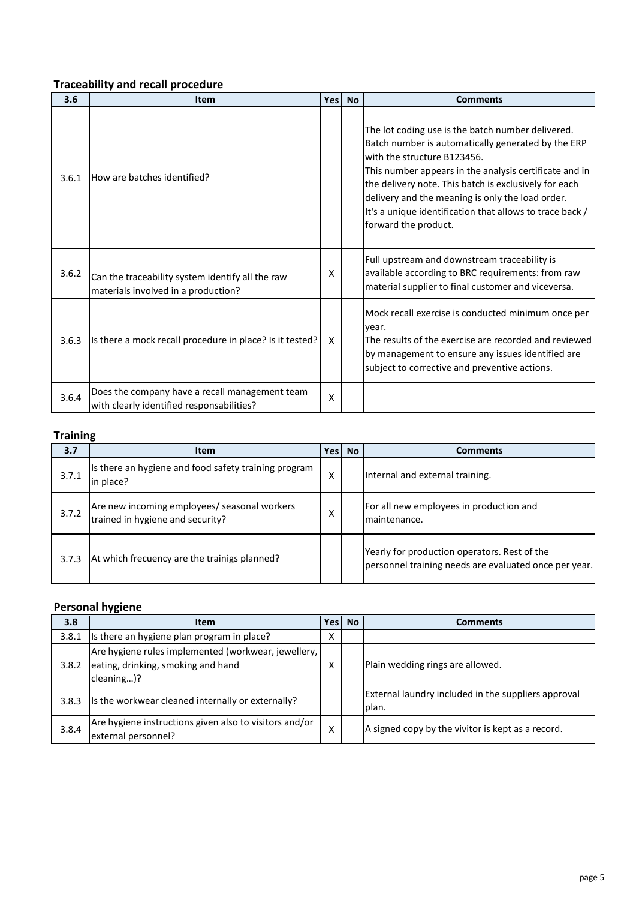### Traceability and recall procedure

| 3.6 | Item | Yes | No | Comments |
|---|---|---|---|---|
| 3.6.1 | How are batches identified? | | | The lot coding use is the batch number delivered. Batch number is automatically generated by the ERP with the structure B123456.<br>This number appears in the analysis certificate and in the delivery note. This batch is exclusively for each delivery and the meaning is only the load order.<br>It's a unique identification that allows to trace back / forward the product. |
| 3.6.2 | Can the traceability system identify all the raw materials involved in a production? | X | | Full upstream and downstream traceability is available according to BRC requirements: from raw material supplier to final customer and viceversa. |
| 3.6.3 | Is there a mock recall procedure in place? Is it tested? | X | | Mock recall exercise is conducted minimum once per year.<br>The results of the exercise are recorded and reviewed by management to ensure any issues identified are subject to corrective and preventive actions. |
| 3.6.4 | Does the company have a recall management team with clearly identified responsabilities? | X | | |

### Training

| 3.7 | Item | Yes | No | Comments |
|---|---|---|---|---|
| 3.7.1 | Is there an hygiene and food safety training program in place? | X | | Internal and external training. |
| 3.7.2 | Are new incoming employees/ seasonal workers trained in hygiene and security? | X | | For all new employees in production and maintenance. |
| 3.7.3 | At which frecuency are the trainigs planned? | | | Yearly for production operators. Rest of the personnel training needs are evaluated once per year. |

### Personal hygiene

| 3.8 | Item | Yes | No | Comments |
|---|---|---|---|---|
| 3.8.1 | Is there an hygiene plan program in place? | X | | |
| 3.8.2 | Are hygiene rules implemented (workwear, jewellery, eating, drinking, smoking and hand cleaning…)? | X | | Plain wedding rings are allowed. |
| 3.8.3 | Is the workwear cleaned internally or externally? | | | External laundry included in the suppliers approval plan. |
| 3.8.4 | Are hygiene instructions given also to visitors and/or external personnel? | X | | A signed copy by the vivitor is kept as a record. |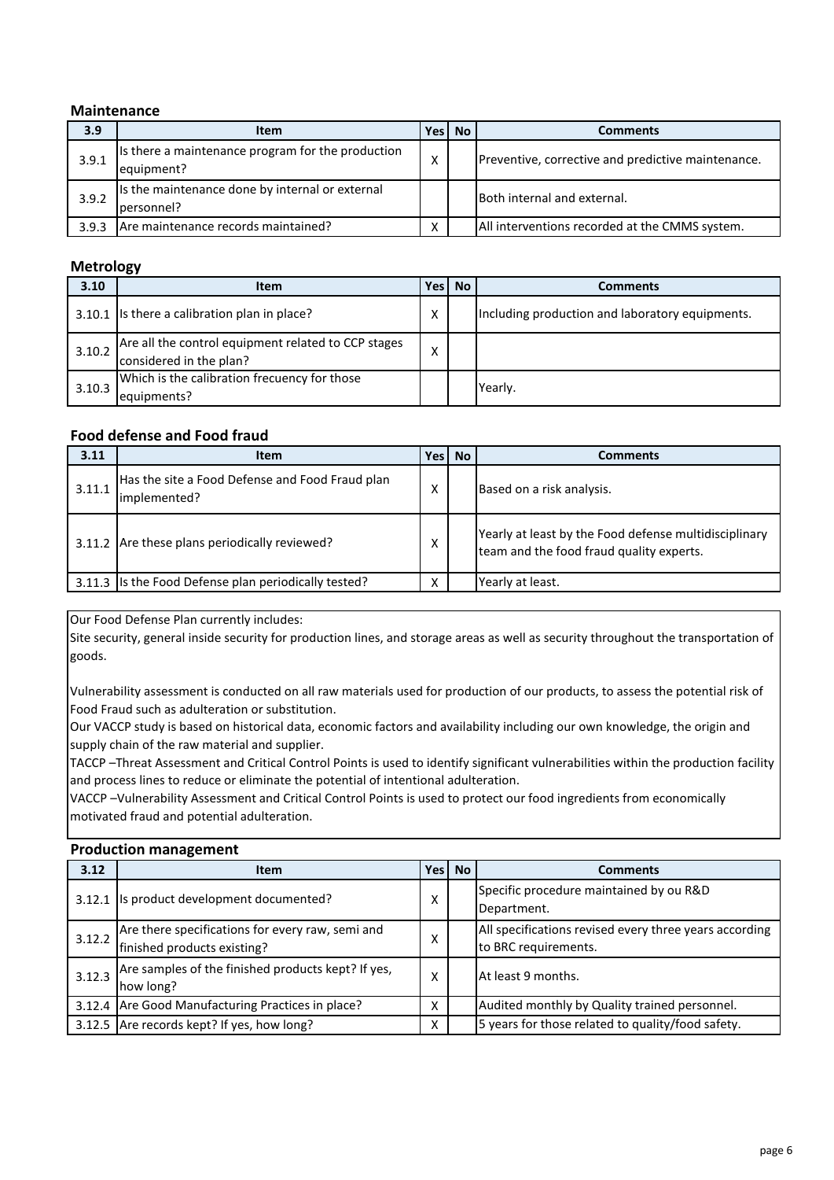## Maintenance

| 3.9 | Item | Yes | No | Comments |
|---|---|---|---|---|
| 3.9.1 | Is there a maintenance program for the production equipment? | X | | Preventive, corrective and predictive maintenance. |
| 3.9.2 | Is the maintenance done by internal or external personnel? | | | Both internal and external. |
| 3.9.3 | Are maintenance records maintained? | X | | All interventions recorded at the CMMS system. |

## Metrology

| 3.10 | Item | Yes | No | Comments |
|---|---|---|---|---|
| 3.10.1 | Is there a calibration plan in place? | X | | Including production and laboratory equipments. |
| 3.10.2 | Are all the control equipment related to CCP stages considered in the plan? | X | | |
| 3.10.3 | Which is the calibration frecuency for those equipments? | | | Yearly. |

## Food defense and Food fraud

| 3.11 | Item | Yes | No | Comments |
|---|---|---|---|---|
| 3.11.1 | Has the site a Food Defense and Food Fraud plan implemented? | X | | Based on a risk analysis. |
| 3.11.2 | Are these plans periodically reviewed? | X | | Yearly at least by the Food defense multidisciplinary team and the food fraud quality experts. |
| 3.11.3 | Is the Food Defense plan periodically tested? | X | | Yearly at least. |

Our Food Defense Plan currently includes:
Site security, general inside security for production lines, and storage areas as well as security throughout the transportation of goods.

Vulnerability assessment is conducted on all raw materials used for production of our products, to assess the potential risk of Food Fraud such as adulteration or substitution.
Our VACCP study is based on historical data, economic factors and availability including our own knowledge, the origin and supply chain of the raw material and supplier.
TACCP –Threat Assessment and Critical Control Points is used to identify significant vulnerabilities within the production facility and process lines to reduce or eliminate the potential of intentional adulteration.
VACCP –Vulnerability Assessment and Critical Control Points is used to protect our food ingredients from economically motivated fraud and potential adulteration.

## Production management

| 3.12 | Item | Yes | No | Comments |
|---|---|---|---|---|
| 3.12.1 | Is product development documented? | X | | Specific procedure maintained by ou R&D Department. |
| 3.12.2 | Are there specifications for every raw, semi and finished products existing? | X | | All specifications revised every three years according to BRC requirements. |
| 3.12.3 | Are samples of the finished products kept? If yes, how long? | X | | At least 9 months. |
| 3.12.4 | Are Good Manufacturing Practices in place? | X | | Audited monthly by Quality trained personnel. |
| 3.12.5 | Are records kept? If yes, how long? | X | | 5 years for those related to quality/food safety. |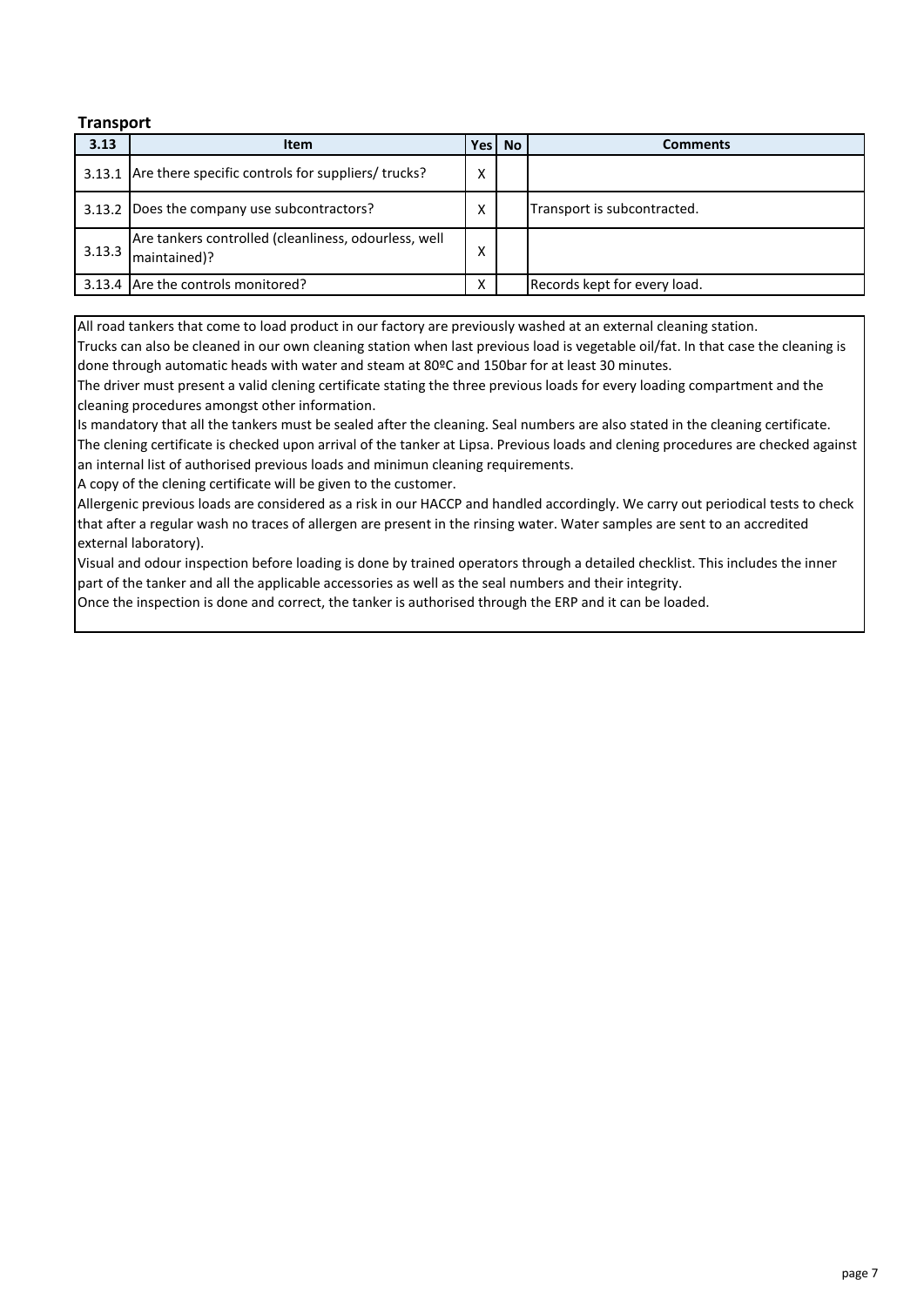## Transport

| 3.13 | Item | Yes | No | Comments |
|---|---|---|---|---|
| 3.13.1 | Are there specific controls for suppliers/ trucks? | X | | |
| 3.13.2 | Does the company use subcontractors? | X | | Transport is subcontracted. |
| 3.13.3 | Are tankers controlled (cleanliness, odourless, well maintained)? | X | | |
| 3.13.4 | Are the controls monitored? | X | | Records kept for every load. |

All road tankers that come to load product in our factory are previously washed at an external cleaning station.
Trucks can also be cleaned in our own cleaning station when last previous load is vegetable oil/fat. In that case the cleaning is done through automatic heads with water and steam at 80ºC and 150bar for at least 30 minutes.
The driver must present a valid clening certificate stating the three previous loads for every loading compartment and the cleaning procedures amongst other information.
Is mandatory that all the tankers must be sealed after the cleaning. Seal numbers are also stated in the cleaning certificate.
The clening certificate is checked upon arrival of the tanker at Lipsa. Previous loads and clening procedures are checked against an internal list of authorised previous loads and minimun cleaning requirements.
A copy of the clening certificate will be given to the customer.
Allergenic previous loads are considered as a risk in our HACCP and handled accordingly. We carry out periodical tests to check that after a regular wash no traces of allergen are present in the rinsing water. Water samples are sent to an accredited external laboratory).
Visual and odour inspection before loading is done by trained operators through a detailed checklist. This includes the inner part of the tanker and all the applicable accessories as well as the seal numbers and their integrity.
Once the inspection is done and correct, the tanker is authorised through the ERP and it can be loaded.